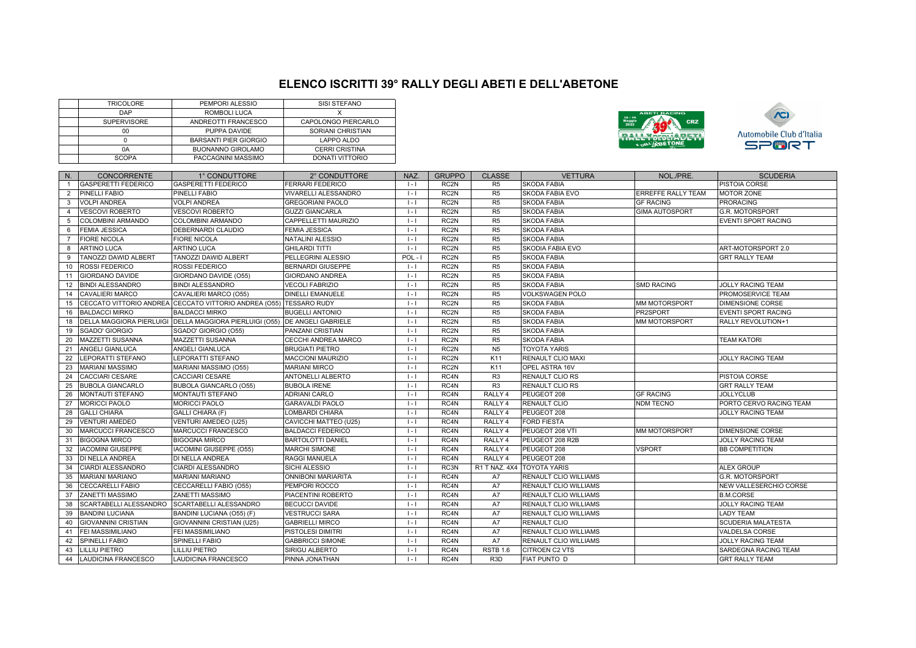# ELENCO ISCRITTI 39° RALLY DEGLI ABETI E DELL'ABETONE

| | | |
|---|---|---|
| TRICOLORE | PEMPORI ALESSIO | SISI STEFANO |
| DAP | ROMBOLI LUCA | X |
| SUPERVISORE | ANDREOTTI FRANCESCO | CAPOLONGO PIERCARLO |
| 00 | PUPPA DAVIDE | SORIANI CHRISTIAN |
| 0 | BARSANTI PIER GIORGIO | LAPPO ALDO |
| 0A | BUONANNO GIROLAMO | CERRI CRISTINA |
| SCOPA | PACCAGNINI MASSIMO | DONATI VITTORIO |

| N. | CONCORRENTE | 1° CONDUTTORE | 2° CONDUTTORE | NAZ. | GRUPPO | CLASSE | VETTURA | NOL./PRE. | SCUDERIA |
|---|---|---|---|---|---|---|---|---|---|
| 1 | GASPERETTI FEDERICO | GASPERETTI FEDERICO | FERRARI FEDERICO | I - I | RC2N | R5 | SKODA FABIA | | PISTOIA CORSE |
| 2 | PINELLI FABIO | PINELLI FABIO | VIVARELLI ALESSANDRO | I - I | RC2N | R5 | SKODA FABIA EVO | ERREFFE RALLY TEAM | MOTOR ZONE |
| 3 | VOLPI ANDREA | VOLPI ANDREA | GREGORIANI PAOLO | I - I | RC2N | R5 | SKODA FABIA | GF RACING | PRORACING |
| 4 | VESCOVI ROBERTO | VESCOVI ROBERTO | GUZZI GIANCARLA | I - I | RC2N | R5 | SKODA FABIA | GIMA AUTOSPORT | G.R. MOTORSPORT |
| 5 | COLOMBINI ARMANDO | COLOMBINI ARMANDO | CAPPELLETTI MAURIZIO | I - I | RC2N | R5 | SKODA FABIA | | EVENTI SPORT RACING |
| 6 | FEMIA JESSICA | DEBERNARDI CLAUDIO | FEMIA JESSICA | I - I | RC2N | R5 | SKODA FABIA | | |
| 7 | FIORE NICOLA | FIORE NICOLA | NATALINI ALESSIO | I - I | RC2N | R5 | SKODA FABIA | | |
| 8 | ARTINO LUCA | ARTINO LUCA | GHILARDI TITTI | I - I | RC2N | R5 | SKODIA FABIA EVO | | ART-MOTORSPORT 2.0 |
| 9 | TANOZZI DAWID ALBERT | TANOZZI DAWID ALBERT | PELLEGRINI ALESSIO | POL - I | RC2N | R5 | SKODA FABIA | | GRT RALLY TEAM |
| 10 | ROSSI FEDERICO | ROSSI FEDERICO | BERNARDI GIUSEPPE | I - I | RC2N | R5 | SKODA FABIA | | |
| 11 | GIORDANO DAVIDE | GIORDANO DAVIDE (O55) | GIORDANO ANDREA | I - I | RC2N | R5 | SKODA FABIA | | |
| 12 | BINDI ALESSANDRO | BINDI ALESSANDRO | VECOLI FABRIZIO | I - I | RC2N | R5 | SKODA FABIA | SMD RACING | JOLLY RACING TEAM |
| 14 | CAVALIERI MARCO | CAVALIERI MARCO (O55) | DINELLI EMANUELE | I - I | RC2N | R5 | VOLKSWAGEN POLO | | PROMOSERVICE TEAM |
| 15 | CECCATO VITTORIO ANDREA | CECCATO VITTORIO ANDREA (O55) | TESSARO RUDY | I - I | RC2N | R5 | SKODA FABIA | MM MOTORSPORT | DIMENSIONE CORSE |
| 16 | BALDACCI MIRKO | BALDACCI MIRKO | BUGELLI ANTONIO | I - I | RC2N | R5 | SKODA FABIA | PR2SPORT | EVENTI SPORT RACING |
| 18 | DELLA MAGGIORA PIERLUIGI | DELLA MAGGIORA PIERLUIGI (O55) | DE ANGELI GABRIELE | I - I | RC2N | R5 | SKODA FABIA | MM MOTORSPORT | RALLY REVOLUTION+1 |
| 19 | SGADO' GIORGIO | SGADO' GIORGIO (O55) | PANZANI CRISTIAN | I - I | RC2N | R5 | SKODA FABIA | | |
| 20 | MAZZETTI SUSANNA | MAZZETTI SUSANNA | CECCHI ANDREA MARCO | I - I | RC2N | R5 | SKODA FABIA | | TEAM KATORI |
| 21 | ANGELI GIANLUCA | ANGELI GIANLUCA | BRUGIATI PIETRO | I - I | RC2N | N5 | TOYOTA YARIS | | |
| 22 | LEPORATTI STEFANO | LEPORATTI STEFANO | MACCIONI MAURIZIO | I - I | RC2N | K11 | RENAULT CLIO MAXI | | JOLLY RACING TEAM |
| 23 | MARIANI MASSIMO | MARIANI MASSIMO (O55) | MARIANI MIRCO | I - I | RC2N | K11 | OPEL ASTRA 16V | | |
| 24 | CACCIARI CESARE | CACCIARI CESARE | ANTONELLI ALBERTO | I - I | RC4N | R3 | RENAULT CLIO RS | | PISTOIA CORSE |
| 25 | BUBOLA GIANCARLO | BUBOLA GIANCARLO (O55) | BUBOLA IRENE | I - I | RC4N | R3 | RENAULT CLIO RS | | GRT RALLY TEAM |
| 26 | MONTAUTI STEFANO | MONTAUTI STEFANO | ADRIANI CARLO | I - I | RC4N | RALLY 4 | PEUGEOT 208 | GF RACING | JOLLYCLUB |
| 27 | MORICCI PAOLO | MORICCI PAOLO | GARAVALDI PAOLO | I - I | RC4N | RALLY 4 | RENAULT CLIO | NDM TECNO | PORTO CERVO RACING TEAM |
| 28 | GALLI CHIARA | GALLI CHIARA (F) | LOMBARDI CHIARA | I - I | RC4N | RALLY 4 | PEUGEOT 208 | | JOLLY RACING TEAM |
| 29 | VENTURI AMEDEO | VENTURI AMEDEO (U25) | CAVICCHI MATTEO (U25) | I - I | RC4N | RALLY 4 | FORD FIESTA | | |
| 30 | MARCUCCI FRANCESCO | MARCUCCI FRANCESCO | BALDACCI FEDERICO | I - I | RC4N | RALLY 4 | PEUGEOT 208 VTI | MM MOTORSPORT | DIMENSIONE CORSE |
| 31 | BIGOGNA MIRCO | BIGOGNA MIRCO | BARTOLOTTI DANIEL | I - I | RC4N | RALLY 4 | PEUGEOT 208 R2B | | JOLLY RACING TEAM |
| 32 | IACOMINI GIUSEPPE | IACOMINI GIUSEPPE (O55) | MARCHI SIMONE | I - I | RC4N | RALLY 4 | PEUGEOT 208 | VSPORT | BB COMPETITION |
| 33 | DI NELLA ANDREA | DI NELLA ANDREA | RAGGI MANUELA | I - I | RC4N | RALLY 4 | PEUGEOT 208 | | |
| 34 | CIARDI ALESSANDRO | CIARDI ALESSANDRO | SICHI ALESSIO | I - I | RC3N | R1 T NAZ. 4X4 | TOYOTA YARIS | | ALEX GROUP |
| 35 | MARIANI MARIANO | MARIANI MARIANO | ONNIBONI MARIARITA | I - I | RC4N | A7 | RENAULT CLIO WILLIAMS | | G.R. MOTORSPORT |
| 36 | CECCARELLI FABIO | CECCARELLI FABIO (O55) | PEMPORI ROCCO | I - I | RC4N | A7 | RENAULT CLIO WILLIAMS | | NEW VALLESERCHIO CORSE |
| 37 | ZANETTI MASSIMO | ZANETTI MASSIMO | PIACENTINI ROBERTO | I - I | RC4N | A7 | RENAULT CLIO WILLIAMS | | B.M.CORSE |
| 38 | SCARTABELLI ALESSANDRO | SCARTABELLI ALESSANDRO | BECUCCI DAVIDE | I - I | RC4N | A7 | RENAULT CLIO WILLIAMS | | JOLLY RACING TEAM |
| 39 | BANDINI LUCIANA | BANDINI LUCIANA (O55) (F) | VESTRUCCI SARA | I - I | RC4N | A7 | RENAULT CLIO WILLIAMS | | LADY TEAM |
| 40 | GIOVANNINI CRISTIAN | GIOVANNINI CRISTIAN (U25) | GABRIELLI MIRCO | I - I | RC4N | A7 | RENAULT CLIO | | SCUDERIA MALATESTA |
| 41 | FEI MASSIMILIANO | FEI MASSIMILIANO | PISTOLESI DIMITRI | I - I | RC4N | A7 | RENAULT CLIO WILLIAMS | | VALDELSA CORSE |
| 42 | SPINELLI FABIO | SPINELLI FABIO | GABBRICCI SIMONE | I - I | RC4N | A7 | RENAULT CLIO WILLIAMS | | JOLLY RACING TEAM |
| 43 | LILLIU PIETRO | LILLIU PIETRO | SIRIGU ALBERTO | I - I | RC4N | RSTB 1.6 | CITROEN C2 VTS | | SARDEGNA RACING TEAM |
| 44 | LAUDICINA FRANCESCO | LAUDICINA FRANCESCO | PINNA JONATHAN | I - I | RC4N | R3D | FIAT PUNTO D | | GRT RALLY TEAM |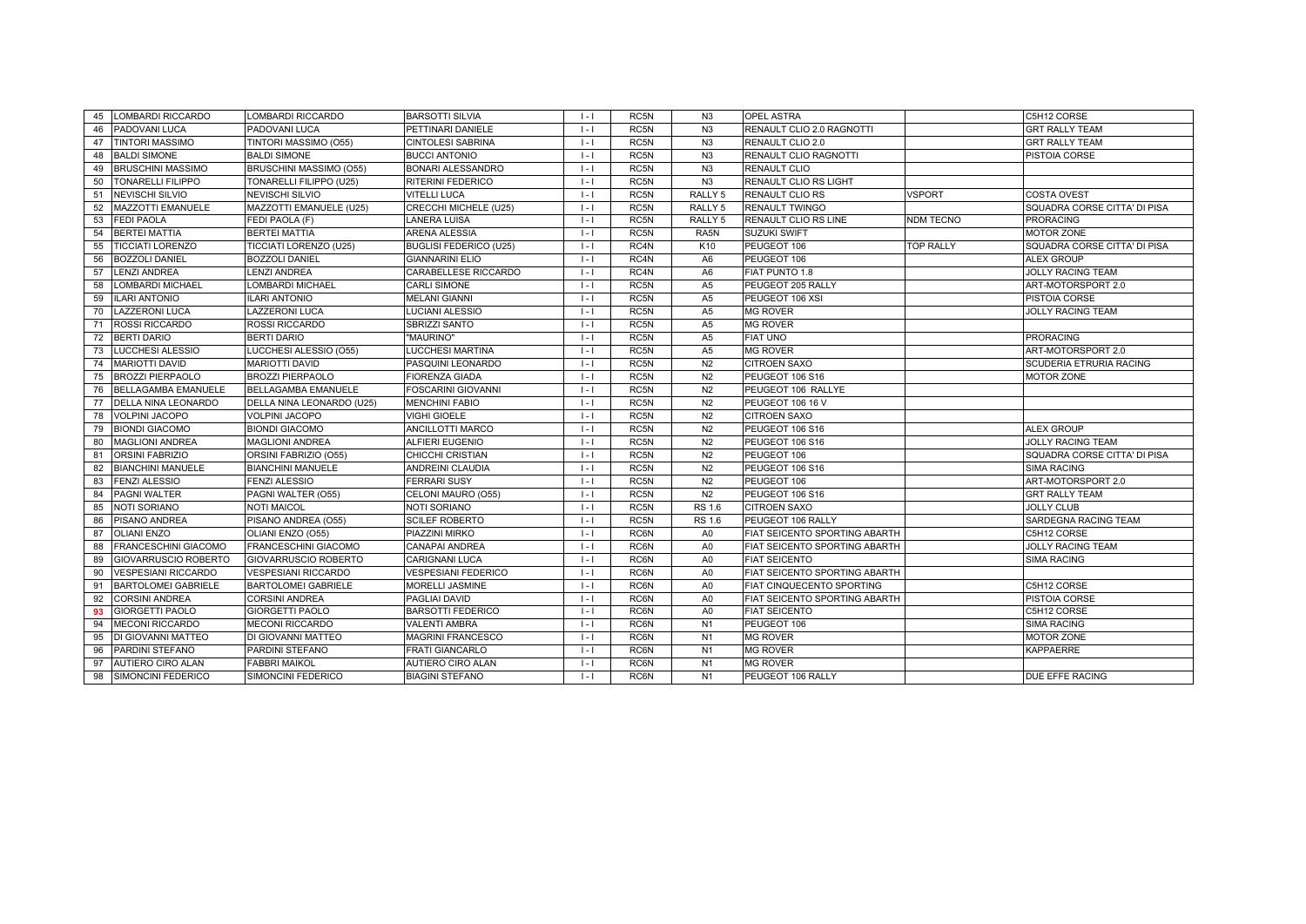| | | | | | | | | | |
|---|---|---|---|---|---|---|---|---|---|
| 45 | LOMBARDI RICCARDO | LOMBARDI RICCARDO | BARSOTTI SILVIA | I - I | RC5N | N3 | OPEL ASTRA | | C5H12 CORSE |
| 46 | PADOVANI LUCA | PADOVANI LUCA | PETTINARI DANIELE | I - I | RC5N | N3 | RENAULT CLIO 2.0 RAGNOTTI | | GRT RALLY TEAM |
| 47 | TINTORI MASSIMO | TINTORI MASSIMO (O55) | CINTOLESI SABRINA | I - I | RC5N | N3 | RENAULT CLIO 2.0 | | GRT RALLY TEAM |
| 48 | BALDI SIMONE | BALDI SIMONE | BUCCI ANTONIO | I - I | RC5N | N3 | RENAULT CLIO RAGNOTTI | | PISTOIA CORSE |
| 49 | BRUSCHINI MASSIMO | BRUSCHINI MASSIMO (O55) | BONARI ALESSANDRO | I - I | RC5N | N3 | RENAULT CLIO | | |
| 50 | TONARELLI FILIPPO | TONARELLI FILIPPO (U25) | RITERINI FEDERICO | I - I | RC5N | N3 | RENAULT CLIO RS LIGHT | | |
| 51 | NEVISCHI SILVIO | NEVISCHI SILVIO | VITELLI LUCA | I - I | RC5N | RALLY 5 | RENAULT CLIO RS | VSPORT | COSTA OVEST |
| 52 | MAZZOTTI EMANUELE | MAZZOTTI EMANUELE (U25) | CRECCHI MICHELE (U25) | I - I | RC5N | RALLY 5 | RENAULT TWINGO | | SQUADRA CORSE CITTA' DI PISA |
| 53 | FEDI PAOLA | FEDI PAOLA (F) | LANERA LUISA | I - I | RC5N | RALLY 5 | RENAULT CLIO RS LINE | NDM TECNO | PRORACING |
| 54 | BERTEI MATTIA | BERTEI MATTIA | ARENA ALESSIA | I - I | RC5N | RA5N | SUZUKI SWIFT | | MOTOR ZONE |
| 55 | TICCIATI LORENZO | TICCIATI LORENZO (U25) | BUGLISI FEDERICO (U25) | I - I | RC4N | K10 | PEUGEOT 106 | TOP RALLY | SQUADRA CORSE CITTA' DI PISA |
| 56 | BOZZOLI DANIEL | BOZZOLI DANIEL | GIANNARINI ELIO | I - I | RC4N | A6 | PEUGEOT 106 | | ALEX GROUP |
| 57 | LENZI ANDREA | LENZI ANDREA | CARABELLESE RICCARDO | I - I | RC4N | A6 | FIAT PUNTO 1.8 | | JOLLY RACING TEAM |
| 58 | LOMBARDI MICHAEL | LOMBARDI MICHAEL | CARLI SIMONE | I - I | RC5N | A5 | PEUGEOT 205 RALLY | | ART-MOTORSPORT 2.0 |
| 59 | ILARI ANTONIO | ILARI ANTONIO | MELANI GIANNI | I - I | RC5N | A5 | PEUGEOT 106 XSI | | PISTOIA CORSE |
| 70 | LAZZERONI LUCA | LAZZERONI LUCA | LUCIANI ALESSIO | I - I | RC5N | A5 | MG ROVER | | JOLLY RACING TEAM |
| 71 | ROSSI RICCARDO | ROSSI RICCARDO | SBRIZZI SANTO | I - I | RC5N | A5 | MG ROVER | | |
| 72 | BERTI DARIO | BERTI DARIO | "MAURINO" | I - I | RC5N | A5 | FIAT UNO | | PRORACING |
| 73 | LUCCHESI ALESSIO | LUCCHESI ALESSIO (O55) | LUCCHESI MARTINA | I - I | RC5N | A5 | MG ROVER | | ART-MOTORSPORT 2.0 |
| 74 | MARIOTTI DAVID | MARIOTTI DAVID | PASQUINI LEONARDO | I - I | RC5N | N2 | CITROEN SAXO | | SCUDERIA ETRURIA RACING |
| 75 | BROZZI PIERPAOLO | BROZZI PIERPAOLO | FIORENZA GIADA | I - I | RC5N | N2 | PEUGEOT 106 S16 | | MOTOR ZONE |
| 76 | BELLAGAMBA EMANUELE | BELLAGAMBA EMANUELE | FOSCARINI GIOVANNI | I - I | RC5N | N2 | PEUGEOT 106 RALLYE | | |
| 77 | DELLA NINA LEONARDO | DELLA NINA LEONARDO (U25) | MENCHINI FABIO | I - I | RC5N | N2 | PEUGEOT 106 16 V | | |
| 78 | VOLPINI JACOPO | VOLPINI JACOPO | VIGHI GIOELE | I - I | RC5N | N2 | CITROEN SAXO | | |
| 79 | BIONDI GIACOMO | BIONDI GIACOMO | ANCILLOTTI MARCO | I - I | RC5N | N2 | PEUGEOT 106 S16 | | ALEX GROUP |
| 80 | MAGLIONI ANDREA | MAGLIONI ANDREA | ALFIERI EUGENIO | I - I | RC5N | N2 | PEUGEOT 106 S16 | | JOLLY RACING TEAM |
| 81 | ORSINI FABRIZIO | ORSINI FABRIZIO (O55) | CHICCHI CRISTIAN | I - I | RC5N | N2 | PEUGEOT 106 | | SQUADRA CORSE CITTA' DI PISA |
| 82 | BIANCHINI MANUELE | BIANCHINI MANUELE | ANDREINI CLAUDIA | I - I | RC5N | N2 | PEUGEOT 106 S16 | | SIMA RACING |
| 83 | FENZI ALESSIO | FENZI ALESSIO | FERRARI SUSY | I - I | RC5N | N2 | PEUGEOT 106 | | ART-MOTORSPORT 2.0 |
| 84 | PAGNI WALTER | PAGNI WALTER (O55) | CELONI MAURO (O55) | I - I | RC5N | N2 | PEUGEOT 106 S16 | | GRT RALLY TEAM |
| 85 | NOTI SORIANO | NOTI MAICOL | NOTI SORIANO | I - I | RC5N | RS 1.6 | CITROEN SAXO | | JOLLY CLUB |
| 86 | PISANO ANDREA | PISANO ANDREA (O55) | SCILEF ROBERTO | I - I | RC5N | RS 1.6 | PEUGEOT 106 RALLY | | SARDEGNA RACING TEAM |
| 87 | OLIANI ENZO | OLIANI ENZO (O55) | PIAZZINI MIRKO | I - I | RC6N | A0 | FIAT SEICENTO SPORTING ABARTH | | C5H12 CORSE |
| 88 | FRANCESCHINI GIACOMO | FRANCESCHINI GIACOMO | CANAPAI ANDREA | I - I | RC6N | A0 | FIAT SEICENTO SPORTING ABARTH | | JOLLY RACING TEAM |
| 89 | GIOVARRUSCIO ROBERTO | GIOVARRUSCIO ROBERTO | CARIGNANI LUCA | I - I | RC6N | A0 | FIAT SEICENTO | | SIMA RACING |
| 90 | VESPESIANI RICCARDO | VESPESIANI RICCARDO | VESPESIANI FEDERICO | I - I | RC6N | A0 | FIAT SEICENTO SPORTING ABARTH | | |
| 91 | BARTOLOMEI GABRIELE | BARTOLOMEI GABRIELE | MORELLI JASMINE | I - I | RC6N | A0 | FIAT CINQUECENTO SPORTING | | C5H12 CORSE |
| 92 | CORSINI ANDREA | CORSINI ANDREA | PAGLIAI DAVID | I - I | RC6N | A0 | FIAT SEICENTO SPORTING ABARTH | | PISTOIA CORSE |
| 93 | GIORGETTI PAOLO | GIORGETTI PAOLO | BARSOTTI FEDERICO | I - I | RC6N | A0 | FIAT SEICENTO | | C5H12 CORSE |
| 94 | MECONI RICCARDO | MECONI RICCARDO | VALENTI AMBRA | I - I | RC6N | N1 | PEUGEOT 106 | | SIMA RACING |
| 95 | DI GIOVANNI MATTEO | DI GIOVANNI MATTEO | MAGRINI FRANCESCO | I - I | RC6N | N1 | MG ROVER | | MOTOR ZONE |
| 96 | PARDINI STEFANO | PARDINI STEFANO | FRATI GIANCARLO | I - I | RC6N | N1 | MG ROVER | | KAPPAERRE |
| 97 | AUTIERO CIRO ALAN | FABBRI MAIKOL | AUTIERO CIRO ALAN | I - I | RC6N | N1 | MG ROVER | | |
| 98 | SIMONCINI FEDERICO | SIMONCINI FEDERICO | BIAGINI STEFANO | I - I | RC6N | N1 | PEUGEOT 106 RALLY | | DUE EFFE RACING |